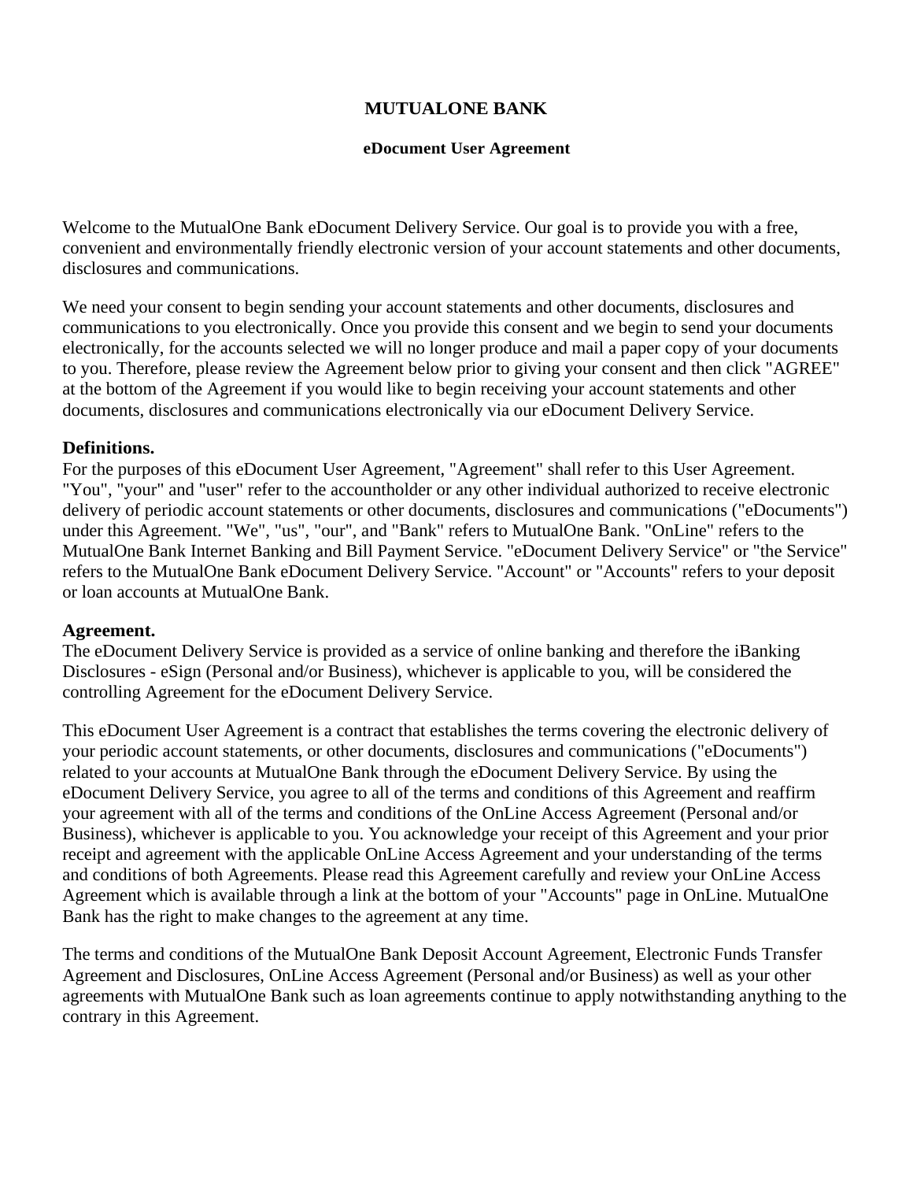# MUTUALONE BANK

## eDocument User Agreement

Welcome to the MutualOne Bank eDocument Delivery Service. Our goal is to provide you with a free, convenient and environmentally friendly electronic version of your account statements and other documents, disclosures and communications.

We need your consent to begin sending your account statements and other documents, disclosures and communications to you electronically. Once you provide this consent and we begin to send your documents electronically, for the accounts selected we will no longer produce and mail a paper copy of your documents to you. Therefore, please review the Agreement below prior to giving your consent and then click "AGREE" at the bottom of the Agreement if you would like to begin receiving your account statements and other documents, disclosures and communications electronically via our eDocument Delivery Service.

**Definitions.**
For the purposes of this eDocument User Agreement, "Agreement" shall refer to this User Agreement. "You", "your" and "user" refer to the accountholder or any other individual authorized to receive electronic delivery of periodic account statements or other documents, disclosures and communications ("eDocuments") under this Agreement. "We", "us", "our", and "Bank" refers to MutualOne Bank. "OnLine" refers to the MutualOne Bank Internet Banking and Bill Payment Service. "eDocument Delivery Service" or "the Service" refers to the MutualOne Bank eDocument Delivery Service. "Account" or "Accounts" refers to your deposit or loan accounts at MutualOne Bank.

**Agreement.**
The eDocument Delivery Service is provided as a service of online banking and therefore the iBanking Disclosures - eSign (Personal and/or Business), whichever is applicable to you, will be considered the controlling Agreement for the eDocument Delivery Service.

This eDocument User Agreement is a contract that establishes the terms covering the electronic delivery of your periodic account statements, or other documents, disclosures and communications ("eDocuments") related to your accounts at MutualOne Bank through the eDocument Delivery Service. By using the eDocument Delivery Service, you agree to all of the terms and conditions of this Agreement and reaffirm your agreement with all of the terms and conditions of the OnLine Access Agreement (Personal and/or Business), whichever is applicable to you. You acknowledge your receipt of this Agreement and your prior receipt and agreement with the applicable OnLine Access Agreement and your understanding of the terms and conditions of both Agreements. Please read this Agreement carefully and review your OnLine Access Agreement which is available through a link at the bottom of your "Accounts" page in OnLine. MutualOne Bank has the right to make changes to the agreement at any time.

The terms and conditions of the MutualOne Bank Deposit Account Agreement, Electronic Funds Transfer Agreement and Disclosures, OnLine Access Agreement (Personal and/or Business) as well as your other agreements with MutualOne Bank such as loan agreements continue to apply notwithstanding anything to the contrary in this Agreement.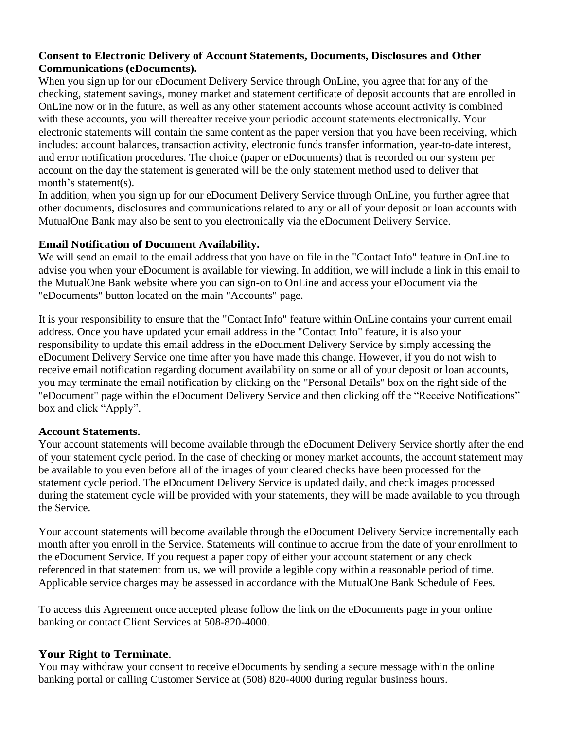**Consent to Electronic Delivery of Account Statements, Documents, Disclosures and Other Communications (eDocuments).**
When you sign up for our eDocument Delivery Service through OnLine, you agree that for any of the checking, statement savings, money market and statement certificate of deposit accounts that are enrolled in OnLine now or in the future, as well as any other statement accounts whose account activity is combined with these accounts, you will thereafter receive your periodic account statements electronically. Your electronic statements will contain the same content as the paper version that you have been receiving, which includes: account balances, transaction activity, electronic funds transfer information, year-to-date interest, and error notification procedures. The choice (paper or eDocuments) that is recorded on our system per account on the day the statement is generated will be the only statement method used to deliver that month's statement(s).
In addition, when you sign up for our eDocument Delivery Service through OnLine, you further agree that other documents, disclosures and communications related to any or all of your deposit or loan accounts with MutualOne Bank may also be sent to you electronically via the eDocument Delivery Service.

**Email Notification of Document Availability.**
We will send an email to the email address that you have on file in the "Contact Info" feature in OnLine to advise you when your eDocument is available for viewing. In addition, we will include a link in this email to the MutualOne Bank website where you can sign-on to OnLine and access your eDocument via the "eDocuments" button located on the main "Accounts" page.

It is your responsibility to ensure that the "Contact Info" feature within OnLine contains your current email address. Once you have updated your email address in the "Contact Info" feature, it is also your responsibility to update this email address in the eDocument Delivery Service by simply accessing the eDocument Delivery Service one time after you have made this change. However, if you do not wish to receive email notification regarding document availability on some or all of your deposit or loan accounts, you may terminate the email notification by clicking on the "Personal Details" box on the right side of the "eDocument" page within the eDocument Delivery Service and then clicking off the "Receive Notifications" box and click "Apply".

**Account Statements.**
Your account statements will become available through the eDocument Delivery Service shortly after the end of your statement cycle period. In the case of checking or money market accounts, the account statement may be available to you even before all of the images of your cleared checks have been processed for the statement cycle period. The eDocument Delivery Service is updated daily, and check images processed during the statement cycle will be provided with your statements, they will be made available to you through the Service.

Your account statements will become available through the eDocument Delivery Service incrementally each month after you enroll in the Service. Statements will continue to accrue from the date of your enrollment to the eDocument Service. If you request a paper copy of either your account statement or any check referenced in that statement from us, we will provide a legible copy within a reasonable period of time. Applicable service charges may be assessed in accordance with the MutualOne Bank Schedule of Fees.

To access this Agreement once accepted please follow the link on the eDocuments page in your online banking or contact Client Services at 508-820-4000.

**Your Right to Terminate**.
You may withdraw your consent to receive eDocuments by sending a secure message within the online banking portal or calling Customer Service at (508) 820-4000 during regular business hours.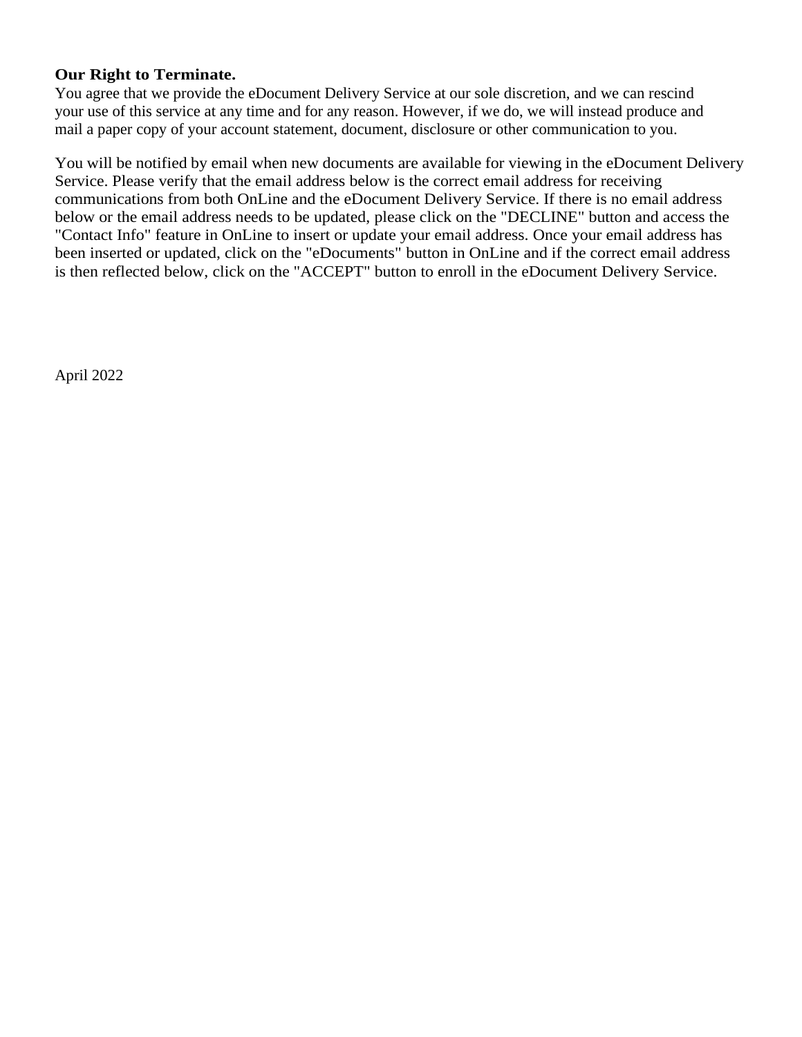**Our Right to Terminate.**
You agree that we provide the eDocument Delivery Service at our sole discretion, and we can rescind your use of this service at any time and for any reason. However, if we do, we will instead produce and mail a paper copy of your account statement, document, disclosure or other communication to you.

You will be notified by email when new documents are available for viewing in the eDocument Delivery Service. Please verify that the email address below is the correct email address for receiving communications from both OnLine and the eDocument Delivery Service. If there is no email address below or the email address needs to be updated, please click on the "DECLINE" button and access the "Contact Info" feature in OnLine to insert or update your email address. Once your email address has been inserted or updated, click on the "eDocuments" button in OnLine and if the correct email address is then reflected below, click on the "ACCEPT" button to enroll in the eDocument Delivery Service.

April 2022